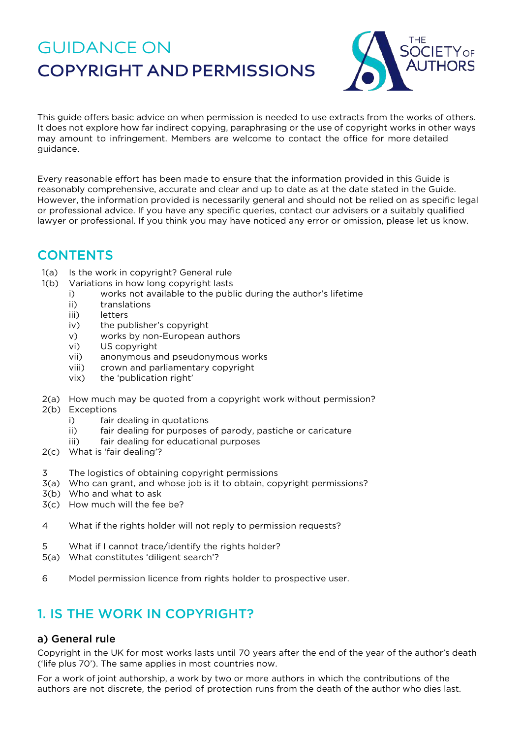# GUIDANCE ON COPYRIGHT AND PERMISSIONS

THE SOCIETY OF AUTHORS

This guide offers basic advice on when permission is needed to use extracts from the works of others. It does not explore how far indirect copying, paraphrasing or the use of copyright works in other ways may amount to infringement. Members are welcome to contact the office for more detailed guidance.

Every reasonable effort has been made to ensure that the information provided in this Guide is reasonably comprehensive, accurate and clear and up to date as at the date stated in the Guide. However, the information provided is necessarily general and should not be relied on as specific legal or professional advice. If you have any specific queries, contact our advisers or a suitably qualified lawyer or professional. If you think you may have noticed any error or omission, please let us know.

## CONTENTS

- 1(a) Is the work in copyright? General rule
- 1(b) Variations in how long copyright lasts
  - i) works not available to the public during the author's lifetime
  - ii) translations
  - iii) letters
  - iv) the publisher's copyright
  - v) works by non-European authors
  - vi) US copyright
  - vii) anonymous and pseudonymous works
  - viii) crown and parliamentary copyright
  - vix) the 'publication right'
- 2(a) How much may be quoted from a copyright work without permission?
- 2(b) Exceptions
  - i) fair dealing in quotations
  - ii) fair dealing for purposes of parody, pastiche or caricature
  - iii) fair dealing for educational purposes
- 2(c) What is 'fair dealing'?
- 3 The logistics of obtaining copyright permissions
- 3(a) Who can grant, and whose job is it to obtain, copyright permissions?
- 3(b) Who and what to ask
- 3(c) How much will the fee be?
- 4 What if the rights holder will not reply to permission requests?
- 5 What if I cannot trace/identify the rights holder?
- 5(a) What constitutes 'diligent search'?
- 6 Model permission licence from rights holder to prospective user.

## 1. IS THE WORK IN COPYRIGHT?

### a) General rule

Copyright in the UK for most works lasts until 70 years after the end of the year of the author's death ('life plus 70'). The same applies in most countries now.

For a work of joint authorship, a work by two or more authors in which the contributions of the authors are not discrete, the period of protection runs from the death of the author who dies last.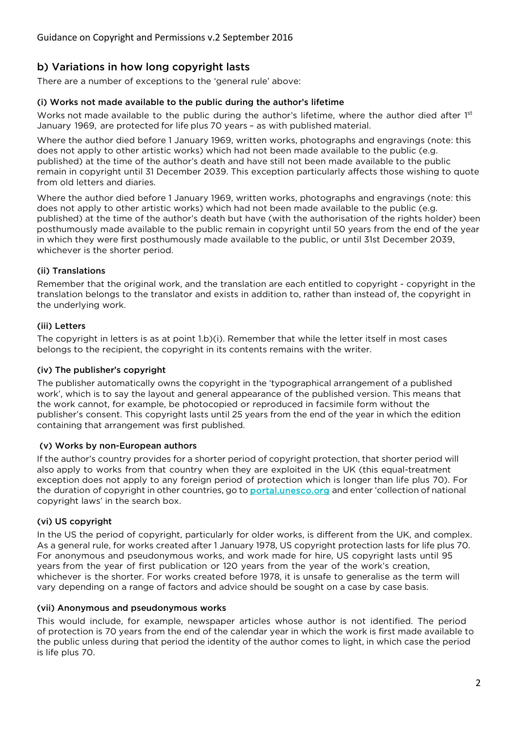## b) Variations in how long copyright lasts

There are a number of exceptions to the 'general rule' above:

### (i) Works not made available to the public during the author's lifetime

Works not made available to the public during the author's lifetime, where the author died after 1st January 1969, are protected for life plus 70 years – as with published material.

Where the author died before 1 January 1969, written works, photographs and engravings (note: this does not apply to other artistic works) which had not been made available to the public (e.g. published) at the time of the author's death and have still not been made available to the public remain in copyright until 31 December 2039. This exception particularly affects those wishing to quote from old letters and diaries.

Where the author died before 1 January 1969, written works, photographs and engravings (note: this does not apply to other artistic works) which had not been made available to the public (e.g. published) at the time of the author's death but have (with the authorisation of the rights holder) been posthumously made available to the public remain in copyright until 50 years from the end of the year in which they were first posthumously made available to the public, or until 31st December 2039, whichever is the shorter period.

### (ii) Translations

Remember that the original work, and the translation are each entitled to copyright - copyright in the translation belongs to the translator and exists in addition to, rather than instead of, the copyright in the underlying work.

### (iii) Letters

The copyright in letters is as at point 1.b)(i). Remember that while the letter itself in most cases belongs to the recipient, the copyright in its contents remains with the writer.

### (iv) The publisher's copyright

The publisher automatically owns the copyright in the 'typographical arrangement of a published work', which is to say the layout and general appearance of the published version. This means that the work cannot, for example, be photocopied or reproduced in facsimile form without the publisher's consent. This copyright lasts until 25 years from the end of the year in which the edition containing that arrangement was first published.

### (v) Works by non-European authors

If the author's country provides for a shorter period of copyright protection, that shorter period will also apply to works from that country when they are exploited in the UK (this equal-treatment exception does not apply to any foreign period of protection which is longer than life plus 70). For the duration of copyright in other countries, go to portal.unesco.org and enter 'collection of national copyright laws' in the search box.

### (vi) US copyright

In the US the period of copyright, particularly for older works, is different from the UK, and complex. As a general rule, for works created after 1 January 1978, US copyright protection lasts for life plus 70. For anonymous and pseudonymous works, and work made for hire, US copyright lasts until 95 years from the year of first publication or 120 years from the year of the work's creation, whichever is the shorter. For works created before 1978, it is unsafe to generalise as the term will vary depending on a range of factors and advice should be sought on a case by case basis.

### (vii) Anonymous and pseudonymous works

This would include, for example, newspaper articles whose author is not identified. The period of protection is 70 years from the end of the calendar year in which the work is first made available to the public unless during that period the identity of the author comes to light, in which case the period is life plus 70.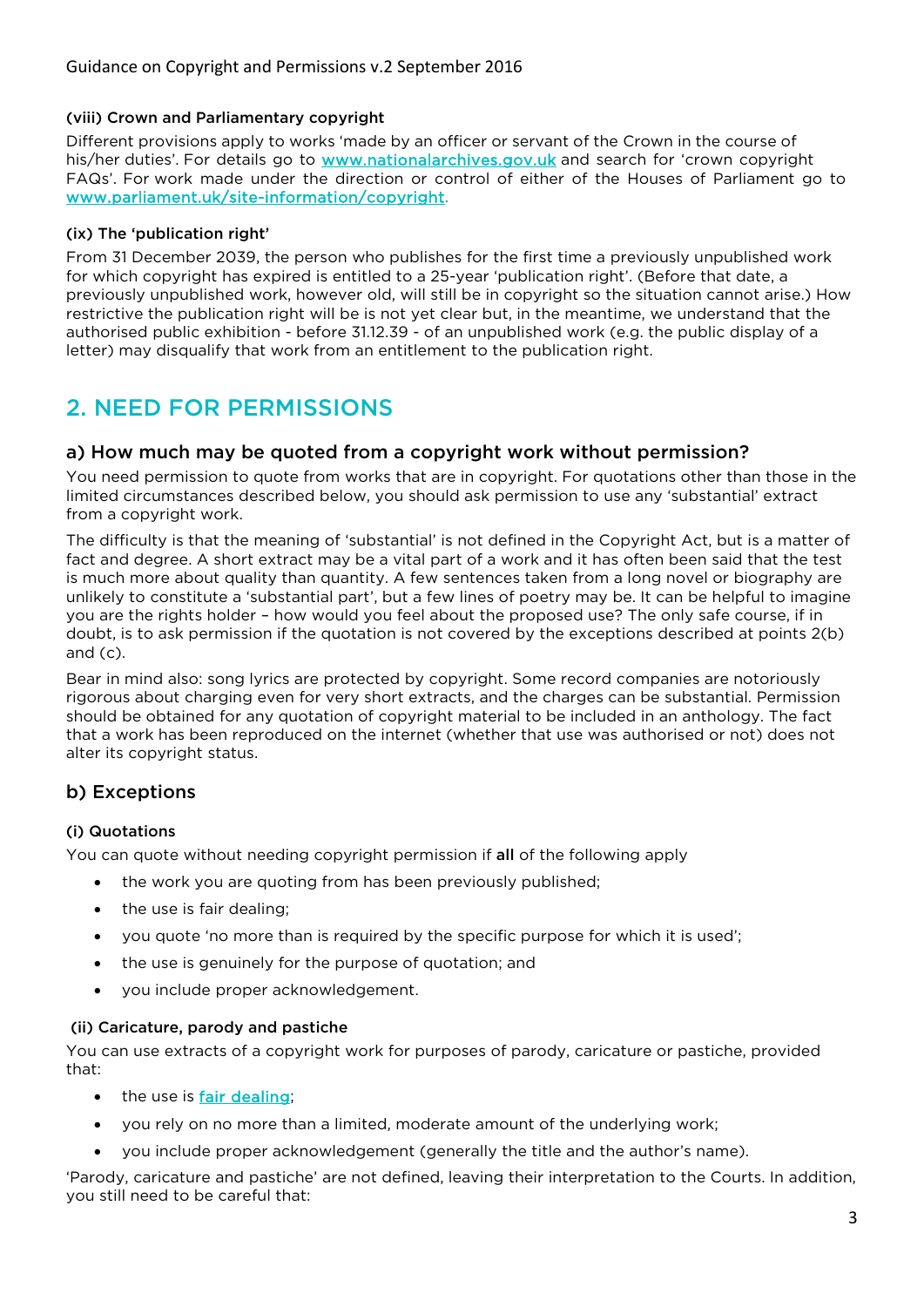#### (viii) Crown and Parliamentary copyright

Different provisions apply to works 'made by an officer or servant of the Crown in the course of his/her duties'. For details go to [www.nationalarchives.gov.uk](http://www.nationalarchives.gov.uk) and search for 'crown copyright FAQs'. For work made under the direction or control of either of the Houses of Parliament go to [www.parliament.uk/site-information/copyright](http://www.parliament.uk/site-information/copyright).

#### (ix) The 'publication right'

From 31 December 2039, the person who publishes for the first time a previously unpublished work for which copyright has expired is entitled to a 25-year 'publication right'. (Before that date, a previously unpublished work, however old, will still be in copyright so the situation cannot arise.) How restrictive the publication right will be is not yet clear but, in the meantime, we understand that the authorised public exhibition - before 31.12.39 - of an unpublished work (e.g. the public display of a letter) may disqualify that work from an entitlement to the publication right.

## 2. NEED FOR PERMISSIONS

### a) How much may be quoted from a copyright work without permission?

You need permission to quote from works that are in copyright. For quotations other than those in the limited circumstances described below, you should ask permission to use any 'substantial' extract from a copyright work.

The difficulty is that the meaning of 'substantial' is not defined in the Copyright Act, but is a matter of fact and degree. A short extract may be a vital part of a work and it has often been said that the test is much more about quality than quantity. A few sentences taken from a long novel or biography are unlikely to constitute a 'substantial part', but a few lines of poetry may be. It can be helpful to imagine you are the rights holder – how would you feel about the proposed use? The only safe course, if in doubt, is to ask permission if the quotation is not covered by the exceptions described at points 2(b) and (c).

Bear in mind also: song lyrics are protected by copyright. Some record companies are notoriously rigorous about charging even for very short extracts, and the charges can be substantial. Permission should be obtained for any quotation of copyright material to be included in an anthology. The fact that a work has been reproduced on the internet (whether that use was authorised or not) does not alter its copyright status.

### b) Exceptions

#### (i) Quotations

You can quote without needing copyright permission if **all** of the following apply

- the work you are quoting from has been previously published;
- the use is fair dealing;
- you quote 'no more than is required by the specific purpose for which it is used';
- the use is genuinely for the purpose of quotation; and
- you include proper acknowledgement.

#### (ii) Caricature, parody and pastiche

You can use extracts of a copyright work for purposes of parody, caricature or pastiche, provided that:

- the use is fair dealing;
- you rely on no more than a limited, moderate amount of the underlying work;
- you include proper acknowledgement (generally the title and the author's name).

'Parody, caricature and pastiche' are not defined, leaving their interpretation to the Courts. In addition, you still need to be careful that: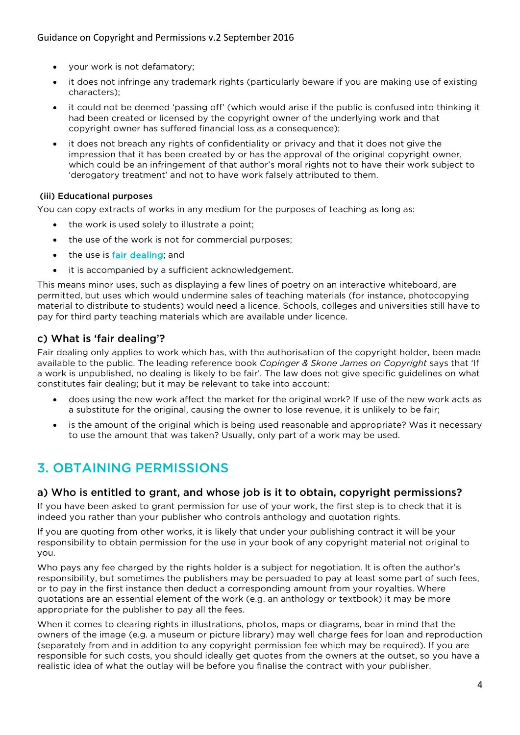- your work is not defamatory;
- it does not infringe any trademark rights (particularly beware if you are making use of existing characters);
- it could not be deemed 'passing off' (which would arise if the public is confused into thinking it had been created or licensed by the copyright owner of the underlying work and that copyright owner has suffered financial loss as a consequence);
- it does not breach any rights of confidentiality or privacy and that it does not give the impression that it has been created by or has the approval of the original copyright owner, which could be an infringement of that author's moral rights not to have their work subject to 'derogatory treatment' and not to have work falsely attributed to them.

**(iii) Educational purposes**

You can copy extracts of works in any medium for the purposes of teaching as long as:

- the work is used solely to illustrate a point;
- the use of the work is not for commercial purposes;
- the use is fair dealing; and
- it is accompanied by a sufficient acknowledgement.

This means minor uses, such as displaying a few lines of poetry on an interactive whiteboard, are permitted, but uses which would undermine sales of teaching materials (for instance, photocopying material to distribute to students) would need a licence. Schools, colleges and universities still have to pay for third party teaching materials which are available under licence.

### c) What is 'fair dealing'?

Fair dealing only applies to work which has, with the authorisation of the copyright holder, been made available to the public. The leading reference book *Copinger & Skone James on Copyright* says that 'If a work is unpublished, no dealing is likely to be fair'. The law does not give specific guidelines on what constitutes fair dealing; but it may be relevant to take into account:

- does using the new work affect the market for the original work? If use of the new work acts as a substitute for the original, causing the owner to lose revenue, it is unlikely to be fair;
- is the amount of the original which is being used reasonable and appropriate? Was it necessary to use the amount that was taken? Usually, only part of a work may be used.

## 3. OBTAINING PERMISSIONS

### a) Who is entitled to grant, and whose job is it to obtain, copyright permissions?

If you have been asked to grant permission for use of your work, the first step is to check that it is indeed you rather than your publisher who controls anthology and quotation rights.

If you are quoting from other works, it is likely that under your publishing contract it will be your responsibility to obtain permission for the use in your book of any copyright material not original to you.

Who pays any fee charged by the rights holder is a subject for negotiation. It is often the author's responsibility, but sometimes the publishers may be persuaded to pay at least some part of such fees, or to pay in the first instance then deduct a corresponding amount from your royalties. Where quotations are an essential element of the work (e.g. an anthology or textbook) it may be more appropriate for the publisher to pay all the fees.

When it comes to clearing rights in illustrations, photos, maps or diagrams, bear in mind that the owners of the image (e.g. a museum or picture library) may well charge fees for loan and reproduction (separately from and in addition to any copyright permission fee which may be required). If you are responsible for such costs, you should ideally get quotes from the owners at the outset, so you have a realistic idea of what the outlay will be before you finalise the contract with your publisher.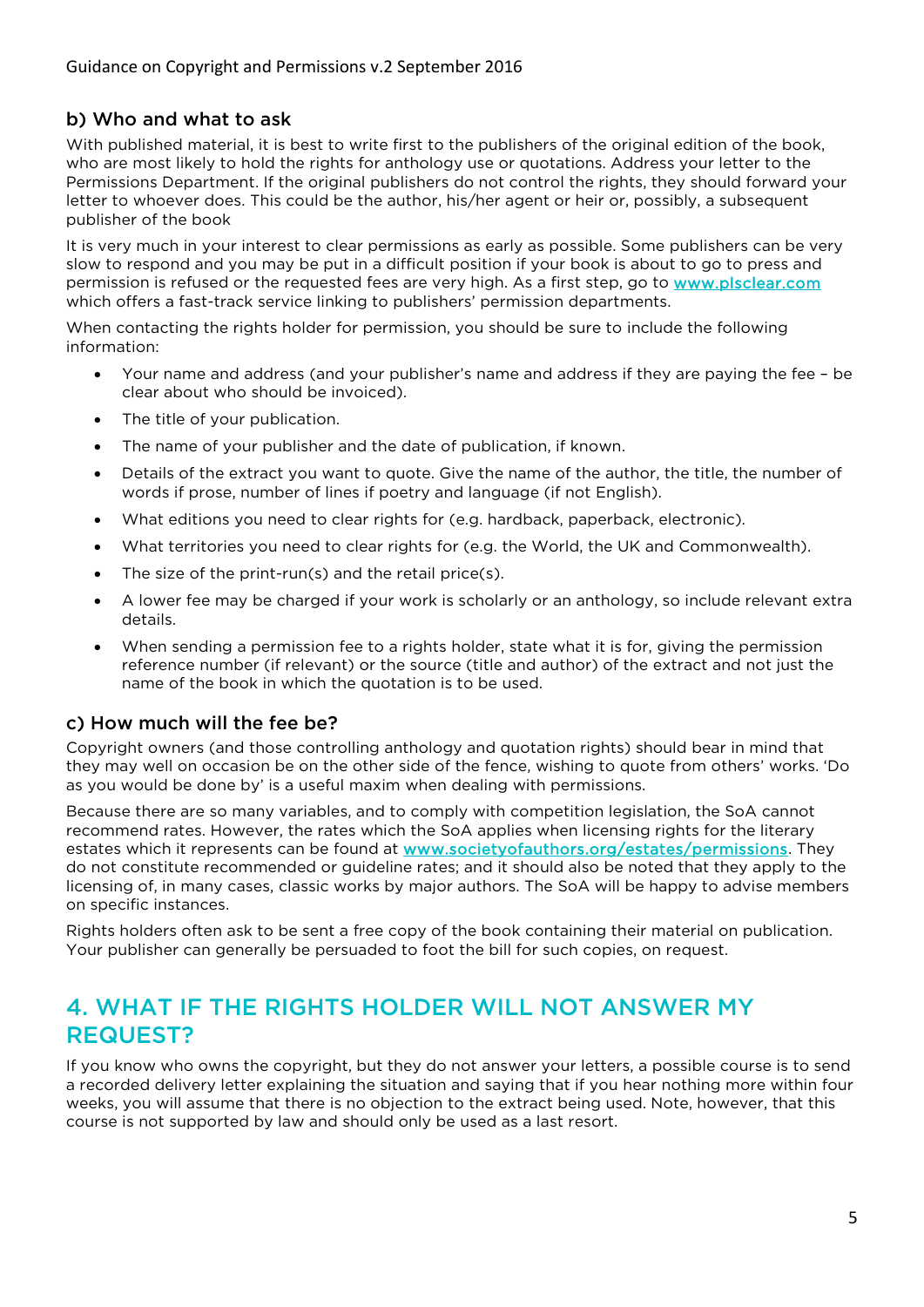### b) Who and what to ask

With published material, it is best to write first to the publishers of the original edition of the book, who are most likely to hold the rights for anthology use or quotations. Address your letter to the Permissions Department. If the original publishers do not control the rights, they should forward your letter to whoever does. This could be the author, his/her agent or heir or, possibly, a subsequent publisher of the book

It is very much in your interest to clear permissions as early as possible. Some publishers can be very slow to respond and you may be put in a difficult position if your book is about to go to press and permission is refused or the requested fees are very high. As a first step, go to [www.plsclear.com](http://www.plsclear.com) which offers a fast-track service linking to publishers' permission departments.

When contacting the rights holder for permission, you should be sure to include the following information:

- Your name and address (and your publisher's name and address if they are paying the fee – be clear about who should be invoiced).
- The title of your publication.
- The name of your publisher and the date of publication, if known.
- Details of the extract you want to quote. Give the name of the author, the title, the number of words if prose, number of lines if poetry and language (if not English).
- What editions you need to clear rights for (e.g. hardback, paperback, electronic).
- What territories you need to clear rights for (e.g. the World, the UK and Commonwealth).
- The size of the print-run(s) and the retail price(s).
- A lower fee may be charged if your work is scholarly or an anthology, so include relevant extra details.
- When sending a permission fee to a rights holder, state what it is for, giving the permission reference number (if relevant) or the source (title and author) of the extract and not just the name of the book in which the quotation is to be used.

### c) How much will the fee be?

Copyright owners (and those controlling anthology and quotation rights) should bear in mind that they may well on occasion be on the other side of the fence, wishing to quote from others' works. 'Do as you would be done by' is a useful maxim when dealing with permissions.

Because there are so many variables, and to comply with competition legislation, the SoA cannot recommend rates. However, the rates which the SoA applies when licensing rights for the literary estates which it represents can be found at [www.societyofauthors.org/estates/permissions](http://www.societyofauthors.org/estates/permissions). They do not constitute recommended or guideline rates; and it should also be noted that they apply to the licensing of, in many cases, classic works by major authors. The SoA will be happy to advise members on specific instances.

Rights holders often ask to be sent a free copy of the book containing their material on publication. Your publisher can generally be persuaded to foot the bill for such copies, on request.

## 4. WHAT IF THE RIGHTS HOLDER WILL NOT ANSWER MY REQUEST?

If you know who owns the copyright, but they do not answer your letters, a possible course is to send a recorded delivery letter explaining the situation and saying that if you hear nothing more within four weeks, you will assume that there is no objection to the extract being used. Note, however, that this course is not supported by law and should only be used as a last resort.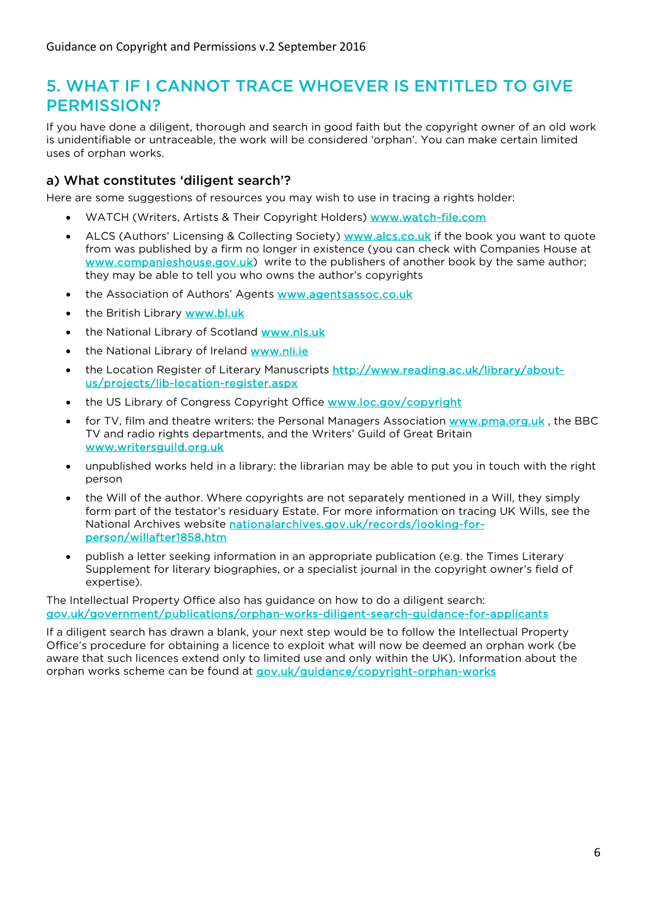## 5. WHAT IF I CANNOT TRACE WHOEVER IS ENTITLED TO GIVE PERMISSION?

If you have done a diligent, thorough and search in good faith but the copyright owner of an old work is unidentifiable or untraceable, the work will be considered 'orphan'. You can make certain limited uses of orphan works.

### a) What constitutes 'diligent search'?

Here are some suggestions of resources you may wish to use in tracing a rights holder:

- WATCH (Writers, Artists & Their Copyright Holders) www.watch-file.com
- ALCS (Authors' Licensing & Collecting Society) www.alcs.co.uk if the book you want to quote from was published by a firm no longer in existence (you can check with Companies House at www.companieshouse.gov.uk) write to the publishers of another book by the same author; they may be able to tell you who owns the author's copyrights
- the Association of Authors' Agents www.agentsassoc.co.uk
- the British Library www.bl.uk
- the National Library of Scotland www.nls.uk
- the National Library of Ireland www.nli.ie
- the Location Register of Literary Manuscripts http://www.reading.ac.uk/library/about-us/projects/lib-location-register.aspx
- the US Library of Congress Copyright Office www.loc.gov/copyright
- for TV, film and theatre writers: the Personal Managers Association www.pma.org.uk , the BBC TV and radio rights departments, and the Writers' Guild of Great Britain www.writersguild.org.uk
- unpublished works held in a library: the librarian may be able to put you in touch with the right person
- the Will of the author. Where copyrights are not separately mentioned in a Will, they simply form part of the testator's residuary Estate. For more information on tracing UK Wills, see the National Archives website nationalarchives.gov.uk/records/looking-for-person/willafter1858.htm
- publish a letter seeking information in an appropriate publication (e.g. the Times Literary Supplement for literary biographies, or a specialist journal in the copyright owner's field of expertise).

The Intellectual Property Office also has guidance on how to do a diligent search: gov.uk/government/publications/orphan-works-diligent-search-guidance-for-applicants

If a diligent search has drawn a blank, your next step would be to follow the Intellectual Property Office's procedure for obtaining a licence to exploit what will now be deemed an orphan work (be aware that such licences extend only to limited use and only within the UK). Information about the orphan works scheme can be found at gov.uk/guidance/copyright-orphan-works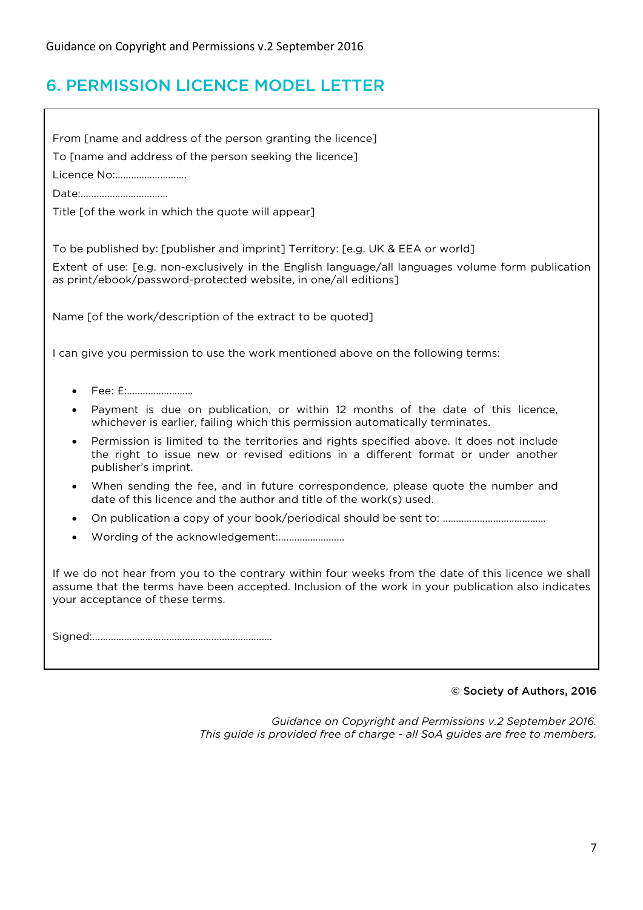## 6. PERMISSION LICENCE MODEL LETTER

From [name and address of the person granting the licence]

To [name and address of the person seeking the licence]

Licence No:………………………

Date:……………………………

Title [of the work in which the quote will appear]

To be published by: [publisher and imprint] Territory: [e.g. UK & EEA or world]

Extent of use: [e.g. non-exclusively in the English language/all languages volume form publication as print/ebook/password-protected website, in one/all editions]

Name [of the work/description of the extract to be quoted]

I can give you permission to use the work mentioned above on the following terms:

- Fee: £:…………………….
- Payment is due on publication, or within 12 months of the date of this licence, whichever is earlier, failing which this permission automatically terminates.
- Permission is limited to the territories and rights specified above. It does not include the right to issue new or revised editions in a different format or under another publisher's imprint.
- When sending the fee, and in future correspondence, please quote the number and date of this licence and the author and title of the work(s) used.
- On publication a copy of your book/periodical should be sent to: …………………………………
- Wording of the acknowledgement:…………………….

If we do not hear from you to the contrary within four weeks from the date of this licence we shall assume that the terms have been accepted. Inclusion of the work in your publication also indicates your acceptance of these terms.

Signed:…………………………………………………………

© Society of Authors, 2016

*Guidance on Copyright and Permissions v.2 September 2016.*
*This guide is provided free of charge - all SoA guides are free to members.*